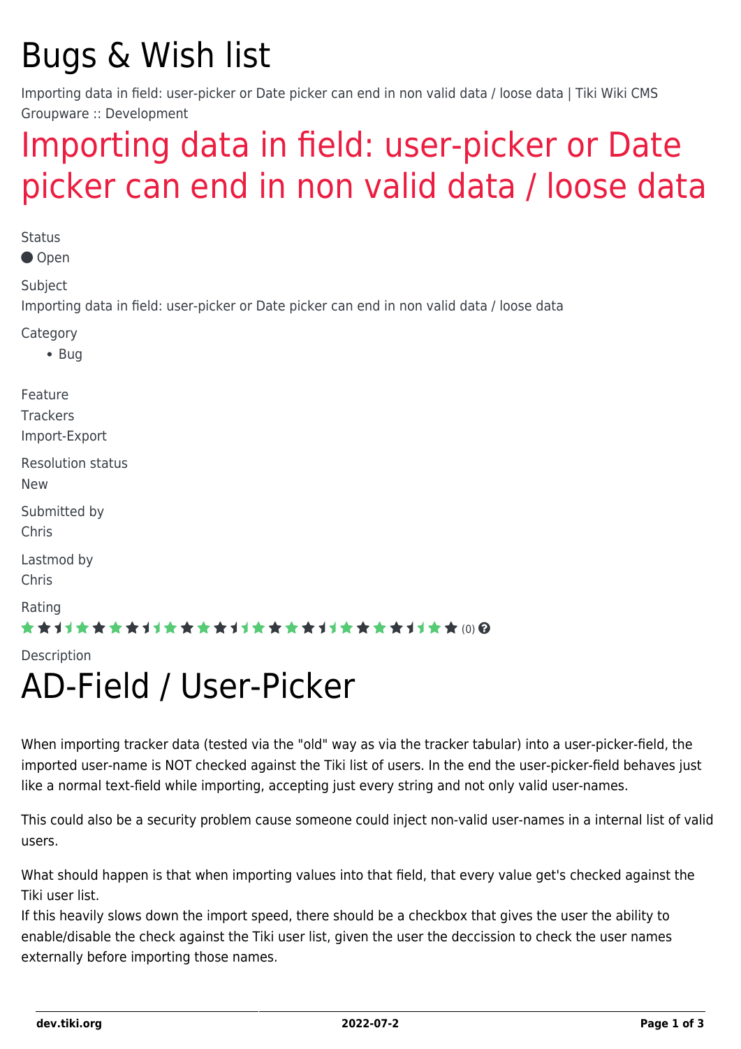# Bugs & Wish list

Importing data in field: user-picker or Date picker can end in non valid data / loose data | Tiki Wiki CMS Groupware :: Development

## Importing data in field: user-picker or Date picker can end in non valid data / loose data

Status

Open

Subject

Importing data in field: user-picker or Date picker can end in non valid data / loose data

Category

- Bug

Feature

Trackers
Import-Export

Resolution status

New

Submitted by

Chris

Lastmod by

Chris

Rating

(0)

Description

# AD-Field / User-Picker

When importing tracker data (tested via the "old" way as via the tracker tabular) into a user-picker-field, the imported user-name is NOT checked against the Tiki list of users. In the end the user-picker-field behaves just like a normal text-field while importing, accepting just every string and not only valid user-names.

This could also be a security problem cause someone could inject non-valid user-names in a internal list of valid users.

What should happen is that when importing values into that field, that every value get's checked against the Tiki user list.
If this heavily slows down the import speed, there should be a checkbox that gives the user the ability to enable/disable the check against the Tiki user list, given the user the deccission to check the user names externally before importing those names.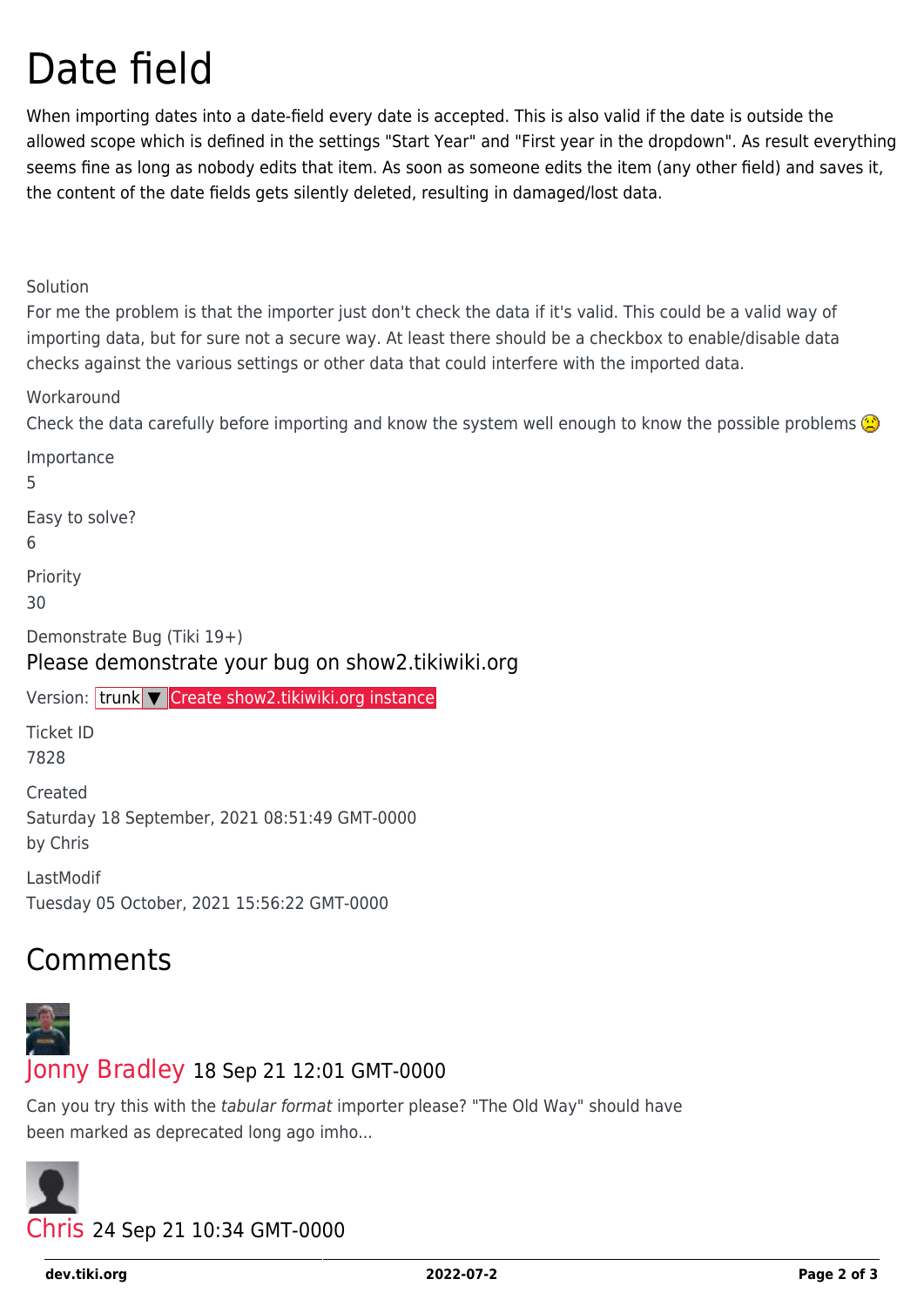# Date field

When importing dates into a date-field every date is accepted. This is also valid if the date is outside the allowed scope which is defined in the settings "Start Year" and "First year in the dropdown". As result everything seems fine as long as nobody edits that item. As soon as someone edits the item (any other field) and saves it, the content of the date fields gets silently deleted, resulting in damaged/lost data.

Solution

For me the problem is that the importer just don't check the data if it's valid. This could be a valid way of importing data, but for sure not a secure way. At least there should be a checkbox to enable/disable data checks against the various settings or other data that could interfere with the imported data.

Workaround

Check the data carefully before importing and know the system well enough to know the possible problems :(

Importance

5

Easy to solve?

6

Priority

30

Demonstrate Bug (Tiki 19+)

Please demonstrate your bug on show2.tikiwiki.org

Version: trunk ▼ Create show2.tikiwiki.org instance

Ticket ID

7828

Created

Saturday 18 September, 2021 08:51:49 GMT-0000

by Chris

LastModif

Tuesday 05 October, 2021 15:56:22 GMT-0000

## Comments

Jonny Bradley 18 Sep 21 12:01 GMT-0000

Can you try this with the *tabular format* importer please? "The Old Way" should have been marked as deprecated long ago imho...

Chris 24 Sep 21 10:34 GMT-0000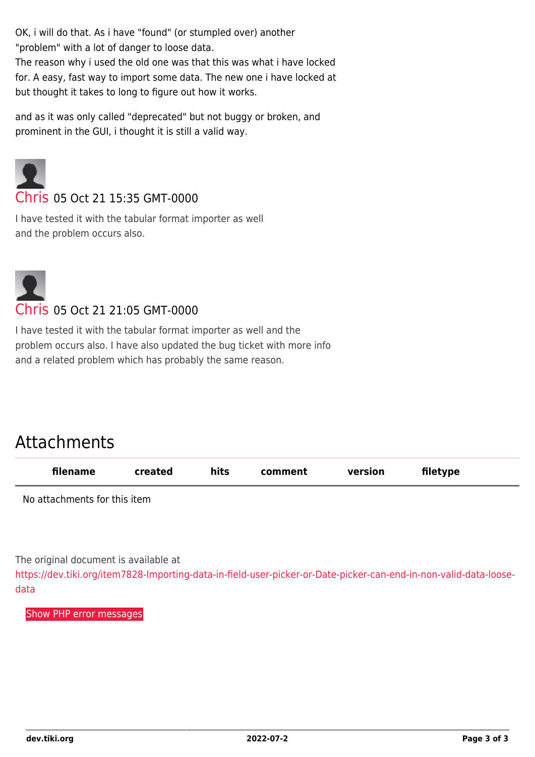OK, i will do that. As i have "found" (or stumpled over) another "problem" with a lot of danger to loose data.
The reason why i used the old one was that this was what i have locked for. A easy, fast way to import some data. The new one i have locked at but thought it takes to long to figure out how it works.

and as it was only called "deprecated" but not buggy or broken, and prominent in the GUI, i thought it is still a valid way.

Chris 05 Oct 21 15:35 GMT-0000

I have tested it with the tabular format importer as well and the problem occurs also.

Chris 05 Oct 21 21:05 GMT-0000

I have tested it with the tabular format importer as well and the problem occurs also. I have also updated the bug ticket with more info and a related problem which has probably the same reason.

# Attachments

| filename | created | hits | comment | version | filetype |
|---|---|---|---|---|---|
| No attachments for this item | | | | | |

The original document is available at https://dev.tiki.org/item7828-Importing-data-in-field-user-picker-or-Date-picker-can-end-in-non-valid-data-loose-data

Show PHP error messages